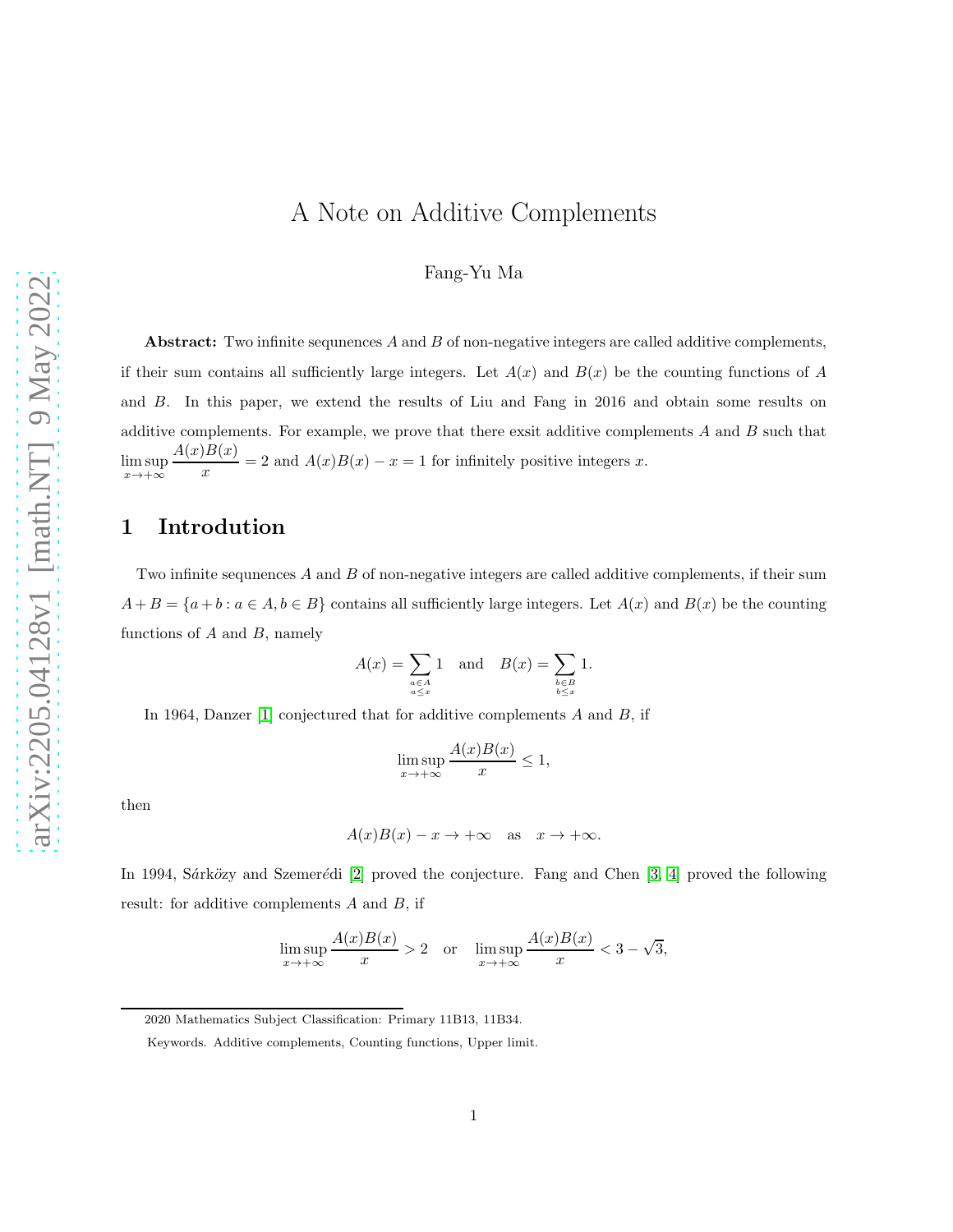# A Note on Additive Complements

Fang-Yu Ma

**Abstract:** Two infinite sequences $A$ and $B$ of non-negative integers are called additive complements, if their sum contains all sufficiently large integers. Let $A(x)$ and $B(x)$ be the counting functions of $A$ and $B$. In this paper, we extend the results of Liu and Fang in 2016 and obtain some results on additive complements. For example, we prove that there exsit additive complements $A$ and $B$ such that $\limsup_{x\to+\infty} \frac{A(x)B(x)}{x} = 2$ and $A(x)B(x) - x = 1$ for infinitely positive integers $x$.

## 1 Introduction

Two infinite sequnences $A$ and $B$ of non-negative integers are called additive complements, if their sum $A + B = \{a + b : a \in A, b \in B\}$ contains all sufficiently large integers. Let $A(x)$ and $B(x)$ be the counting functions of $A$ and $B$, namely

$$A(x) = \sum_{\substack{a\in A \\ a\le x}} 1 \quad \text{and} \quad B(x) = \sum_{\substack{b\in B \\ b\le x}} 1.$$

In 1964, Danzer [1] conjectured that for additive complements $A$ and $B$, if

$$\limsup_{x\to+\infty} \frac{A(x)B(x)}{x} \le 1,$$

then

$$A(x)B(x) - x \to +\infty \quad \text{as} \quad x \to +\infty.$$

In 1994, Sárközy and Szemerédi [2] proved the conjecture. Fang and Chen [3, 4] proved the following result: for additive complements $A$ and $B$, if

$$\limsup_{x\to+\infty} \frac{A(x)B(x)}{x} > 2 \quad \text{or} \quad \limsup_{x\to+\infty} \frac{A(x)B(x)}{x} < 3 - \sqrt{3},$$

2020 Mathematics Subject Classification: Primary 11B13, 11B34.

Keywords. Additive complements, Counting functions, Upper limit.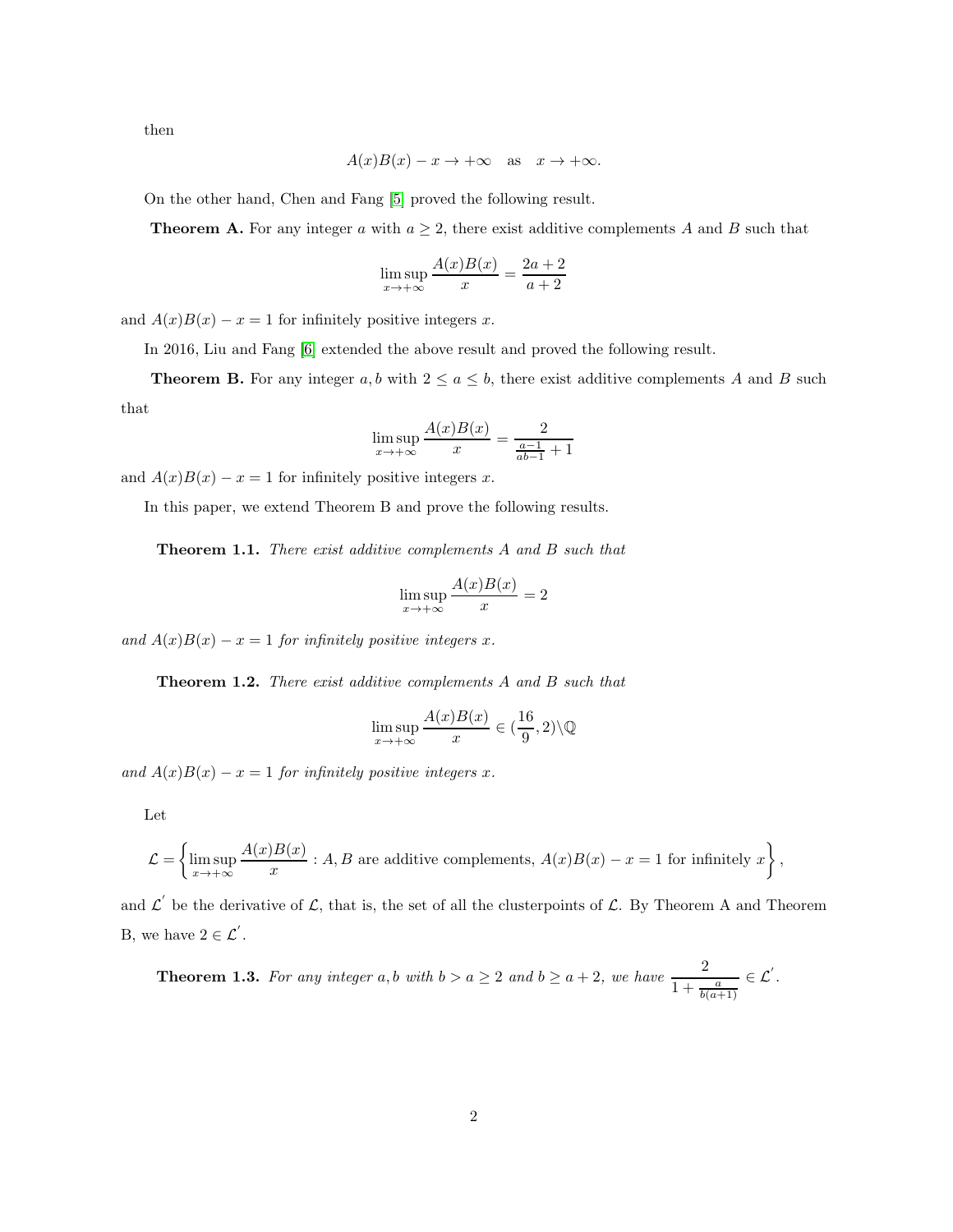then

$$A(x)B(x) - x \to +\infty \quad \text{as} \quad x \to +\infty.$$

On the other hand, Chen and Fang [5] proved the following result.

**Theorem A.** For any integer $a$ with $a \geq 2$, there exist additive complements $A$ and $B$ such that

$$\limsup_{x \to +\infty} \frac{A(x)B(x)}{x} = \frac{2a+2}{a+2}$$

and $A(x)B(x) - x = 1$ for infinitely positive integers $x$.

In 2016, Liu and Fang [6] extended the above result and proved the following result.

**Theorem B.** For any integer $a, b$ with $2 \leq a \leq b$, there exist additive complements $A$ and $B$ such that

$$\limsup_{x \to +\infty} \frac{A(x)B(x)}{x} = \frac{2}{\frac{a-1}{ab-1} + 1}$$

and $A(x)B(x) - x = 1$ for infinitely positive integers $x$.

In this paper, we extend Theorem B and prove the following results.

**Theorem 1.1.** *There exist additive complements $A$ and $B$ such that*

$$\limsup_{x \to +\infty} \frac{A(x)B(x)}{x} = 2$$

*and $A(x)B(x) - x = 1$ for infinitely positive integers $x$.*

**Theorem 1.2.** *There exist additive complements $A$ and $B$ such that*

$$\limsup_{x \to +\infty} \frac{A(x)B(x)}{x} \in (\frac{16}{9}, 2) \backslash \mathbb{Q}$$

*and $A(x)B(x) - x = 1$ for infinitely positive integers $x$.*

Let

$$\mathcal{L} = \left\{ \limsup_{x \to +\infty} \frac{A(x)B(x)}{x} : A, B \text{ are additive complements, } A(x)B(x) - x = 1 \text{ for infinitely } x \right\},$$

and $\mathcal{L}^{'}$ be the derivative of $\mathcal{L}$, that is, the set of all the clusterpoints of $\mathcal{L}$. By Theorem A and Theorem B, we have $2 \in \mathcal{L}^{'}$.

**Theorem 1.3.** *For any integer $a, b$ with $b > a \geq 2$ and $b \geq a+2$, we have $\dfrac{2}{1 + \frac{a}{b(a+1)}} \in \mathcal{L}^{'}$.*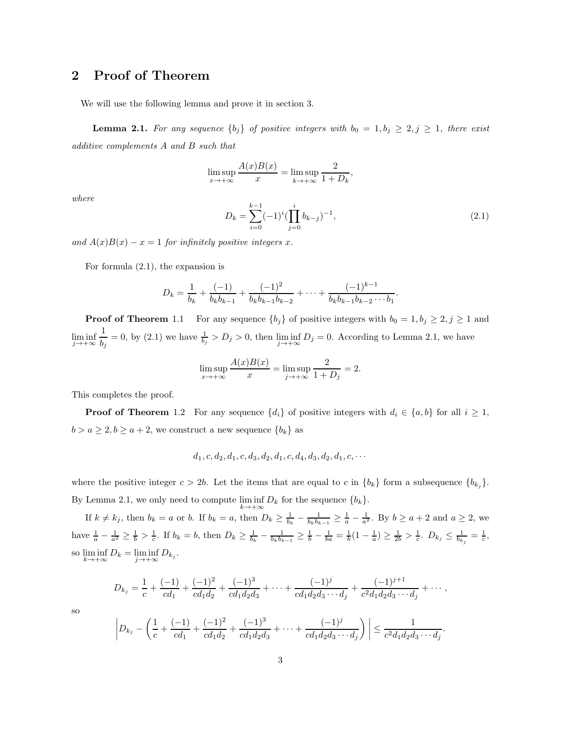## 2 Proof of Theorem

We will use the following lemma and prove it in section 3.

**Lemma 2.1.** *For any sequence $\{b_j\}$ of positive integers with $b_0 = 1, b_j \geq 2, j \geq 1$, there exist additive complements $A$ and $B$ such that*

$$\limsup_{x\to+\infty} \frac{A(x)B(x)}{x} = \limsup_{k\to+\infty} \frac{2}{1+D_k},$$

*where*

$$D_k = \sum_{i=0}^{k-1} (-1)^i (\prod_{j=0}^{i} b_{k-j})^{-1}, \tag{2.1}$$

*and $A(x)B(x) - x = 1$ for infinitely positive integers $x$.*

For formula (2.1), the expansion is

$$D_k = \frac{1}{b_k} + \frac{(-1)}{b_k b_{k-1}} + \frac{(-1)^2}{b_k b_{k-1} b_{k-2}} + \cdots + \frac{(-1)^{k-1}}{b_k b_{k-1} b_{k-2} \cdots b_1}.$$

**Proof of Theorem** 1.1 For any sequence $\{b_j\}$ of positive integers with $b_0 = 1, b_j \geq 2, j \geq 1$ and $\liminf\limits_{j\to+\infty} \dfrac{1}{b_j} = 0$, by (2.1) we have $\frac{1}{b_j} > D_j > 0$, then $\liminf\limits_{j\to+\infty} D_j = 0$. According to Lemma 2.1, we have

$$\limsup_{x\to+\infty} \frac{A(x)B(x)}{x} = \limsup_{j\to+\infty} \frac{2}{1+D_j} = 2.$$

This completes the proof.

**Proof of Theorem** 1.2 For any sequence $\{d_i\}$ of positive integers with $d_i \in \{a, b\}$ for all $i \geq 1$, $b > a \geq 2, b \geq a+2$, we construct a new sequence $\{b_k\}$ as

$$d_1, c, d_2, d_1, c, d_3, d_2, d_1, c, d_4, d_3, d_2, d_1, c, \cdots$$

where the positive integer $c > 2b$. Let the items that are equal to $c$ in $\{b_k\}$ form a subsequence $\{b_{k_j}\}$. By Lemma 2.1, we only need to compute $\liminf\limits_{k\to+\infty} D_k$ for the sequence $\{b_k\}$.

If $k \neq k_j$, then $b_k = a$ or $b$. If $b_k = a$, then $D_k \geq \frac{1}{b_k} - \frac{1}{b_k b_{k-1}} \geq \frac{1}{a} - \frac{1}{a^2}$. By $b \geq a+2$ and $a \geq 2$, we have $\frac{1}{a} - \frac{1}{a^2} \geq \frac{1}{b} > \frac{1}{c}$. If $b_k = b$, then $D_k \geq \frac{1}{b_k} - \frac{1}{b_k b_{k-1}} \geq \frac{1}{b} - \frac{1}{ba} = \frac{1}{b}(1 - \frac{1}{a}) \geq \frac{1}{2b} > \frac{1}{c}$. $D_{k_j} \leq \frac{1}{b_{k_j}} = \frac{1}{c}$, so $\liminf\limits_{k\to+\infty} D_k = \liminf\limits_{j\to+\infty} D_{k_j}$.

$$D_{k_j} = \frac{1}{c} + \frac{(-1)}{cd_1} + \frac{(-1)^2}{cd_1 d_2} + \frac{(-1)^3}{cd_1 d_2 d_3} + \cdots + \frac{(-1)^j}{cd_1 d_2 d_3 \cdots d_j} + \frac{(-1)^{j+1}}{c^2 d_1 d_2 d_3 \cdots d_j} + \cdots,$$

so

$$\left| D_{k_j} - \left( \frac{1}{c} + \frac{(-1)}{cd_1} + \frac{(-1)^2}{cd_1 d_2} + \frac{(-1)^3}{cd_1 d_2 d_3} + \cdots + \frac{(-1)^j}{cd_1 d_2 d_3 \cdots d_j} \right) \right| \leq \frac{1}{c^2 d_1 d_2 d_3 \cdots d_j}.$$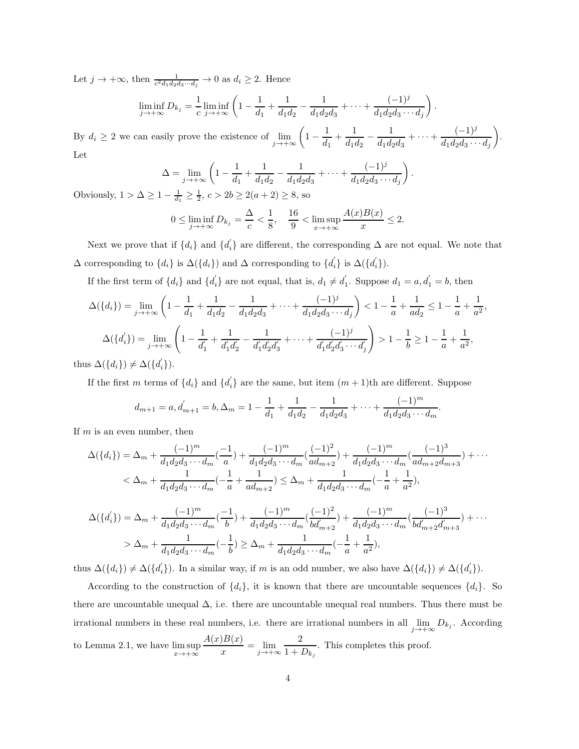Let $j \to +\infty$, then $\frac{1}{c^2 d_1 d_2 d_3 \cdots d_j} \to 0$ as $d_i \geq 2$. Hence

$$\liminf_{j\to+\infty} D_{k_j} = \frac{1}{c} \liminf_{j\to+\infty} \left(1 - \frac{1}{d_1} + \frac{1}{d_1 d_2} - \frac{1}{d_1 d_2 d_3} + \cdots + \frac{(-1)^j}{d_1 d_2 d_3 \cdots d_j}\right).$$

By $d_i \geq 2$ we can easily prove the existence of $\lim\limits_{j\to+\infty} \left(1 - \frac{1}{d_1} + \frac{1}{d_1 d_2} - \frac{1}{d_1 d_2 d_3} + \cdots + \frac{(-1)^j}{d_1 d_2 d_3 \cdots d_j}\right)$. Let

$$\Delta = \lim_{j\to+\infty} \left(1 - \frac{1}{d_1} + \frac{1}{d_1 d_2} - \frac{1}{d_1 d_2 d_3} + \cdots + \frac{(-1)^j}{d_1 d_2 d_3 \cdots d_j}\right).$$

Obviously, $1 > \Delta \geq 1 - \frac{1}{d_1} \geq \frac{1}{2}$, $c > 2b \geq 2(a+2) \geq 8$, so

$$0 \leq \liminf_{j\to+\infty} D_{k_j} = \frac{\Delta}{c} < \frac{1}{8}, \quad \frac{16}{9} < \limsup_{x\to+\infty} \frac{A(x)B(x)}{x} \leq 2.$$

Next we prove that if $\{d_i\}$ and $\{d_i^{'}\}$ are different, the corresponding $\Delta$ are not equal. We note that $\Delta$ corresponding to $\{d_i\}$ is $\Delta(\{d_i\})$ and $\Delta$ corresponding to $\{d_i^{'}\}$ is $\Delta(\{d_i^{'}\})$.

If the first term of $\{d_i\}$ and $\{d_i^{'}\}$ are not equal, that is, $d_1 \neq d_1^{'}$. Suppose $d_1 = a, d_1^{'} = b$, then

$$\Delta(\{d_i\}) = \lim_{j\to+\infty} \left(1 - \frac{1}{d_1} + \frac{1}{d_1 d_2} - \frac{1}{d_1 d_2 d_3} + \cdots + \frac{(-1)^j}{d_1 d_2 d_3 \cdots d_j}\right) < 1 - \frac{1}{a} + \frac{1}{a d_2} \leq 1 - \frac{1}{a} + \frac{1}{a^2},$$

$$\Delta(\{d_i^{'}\}) = \lim_{j\to+\infty} \left(1 - \frac{1}{d_1^{'}} + \frac{1}{d_1^{'} d_2^{'}} - \frac{1}{d_1^{'} d_2^{'} d_3^{'}} + \cdots + \frac{(-1)^j}{d_1^{'} d_2^{'} d_3^{'} \cdots d_j^{'}}\right) > 1 - \frac{1}{b} \geq 1 - \frac{1}{a} + \frac{1}{a^2},$$

thus $\Delta(\{d_i\}) \neq \Delta(\{d_i^{'}\})$.

If the first $m$ terms of $\{d_i\}$ and $\{d_i^{'}\}$ are the same, but item $(m+1)$th are different. Suppose

$$d_{m+1} = a, d_{m+1}^{'} = b, \Delta_m = 1 - \frac{1}{d_1} + \frac{1}{d_1 d_2} - \frac{1}{d_1 d_2 d_3} + \cdots + \frac{(-1)^m}{d_1 d_2 d_3 \cdots d_m}.$$

If $m$ is an even number, then

$$\begin{aligned}
\Delta(\{d_i\}) &= \Delta_m + \frac{(-1)^m}{d_1 d_2 d_3 \cdots d_m}\left(\frac{-1}{a}\right) + \frac{(-1)^m}{d_1 d_2 d_3 \cdots d_m}\left(\frac{(-1)^2}{a d_{m+2}}\right) + \frac{(-1)^m}{d_1 d_2 d_3 \cdots d_m}\left(\frac{(-1)^3}{a d_{m+2} d_{m+3}}\right) + \cdots \\
&< \Delta_m + \frac{1}{d_1 d_2 d_3 \cdots d_m}\left(-\frac{1}{a} + \frac{1}{a d_{m+2}}\right) \leq \Delta_m + \frac{1}{d_1 d_2 d_3 \cdots d_m}\left(-\frac{1}{a} + \frac{1}{a^2}\right),
\end{aligned}$$

$$\begin{aligned}
\Delta(\{d_i^{'}\}) &= \Delta_m + \frac{(-1)^m}{d_1 d_2 d_3 \cdots d_m}\left(\frac{-1}{b}\right) + \frac{(-1)^m}{d_1 d_2 d_3 \cdots d_m}\left(\frac{(-1)^2}{b d_{m+2}^{'}}\right) + \frac{(-1)^m}{d_1 d_2 d_3 \cdots d_m}\left(\frac{(-1)^3}{b d_{m+2}^{'} d_{m+3}^{'}}\right) + \cdots \\
&> \Delta_m + \frac{1}{d_1 d_2 d_3 \cdots d_m}\left(-\frac{1}{b}\right) \geq \Delta_m + \frac{1}{d_1 d_2 d_3 \cdots d_m}\left(-\frac{1}{a} + \frac{1}{a^2}\right),
\end{aligned}$$

thus $\Delta(\{d_i\}) \neq \Delta(\{d_i^{'}\})$. In a similar way, if $m$ is an odd number, we also have $\Delta(\{d_i\}) \neq \Delta(\{d_i^{'}\})$.

According to the construction of $\{d_i\}$, it is known that there are uncountable sequences $\{d_i\}$. So there are uncountable unequal $\Delta$, i.e. there are uncountable unequal real numbers. Thus there must be irrational numbers in these real numbers, i.e. there are irrational numbers in all $\lim\limits_{j\to+\infty} D_{k_j}$. According to Lemma 2.1, we have $\limsup\limits_{x\to+\infty} \frac{A(x)B(x)}{x} = \lim\limits_{j\to+\infty} \frac{2}{1 + D_{k_j}}$. This completes this proof.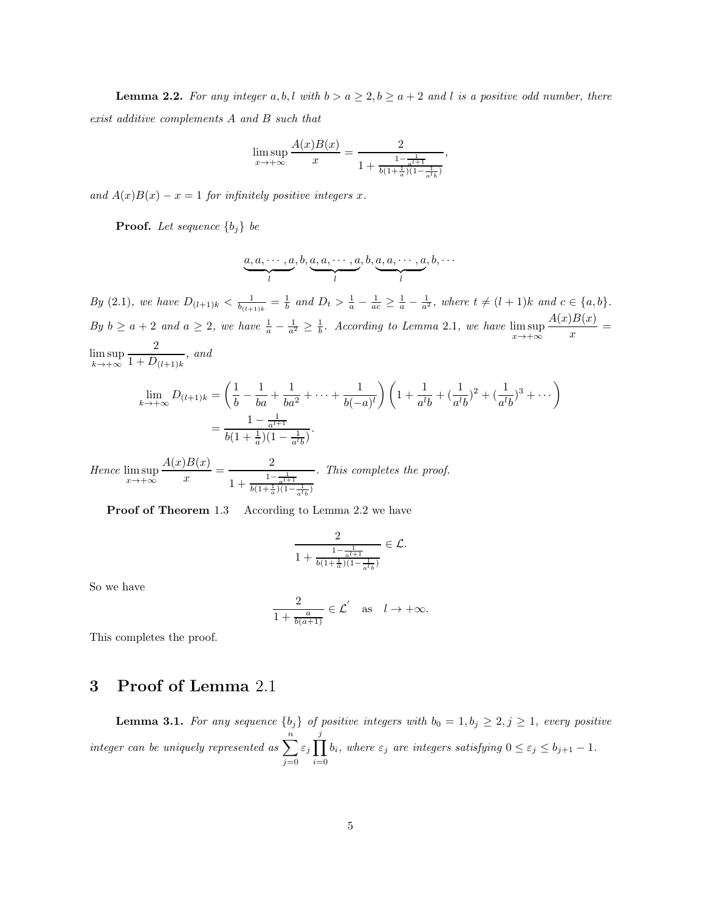**Lemma 2.2.** *For any integer $a, b, l$ with $b > a \geq 2, b \geq a+2$ and $l$ is a positive odd number, there exist additive complements $A$ and $B$ such that*

$$\limsup_{x\to+\infty} \frac{A(x)B(x)}{x} = \frac{2}{1+\frac{1-\frac{1}{a^{l+1}}}{b(1+\frac{1}{a})(1-\frac{1}{a^l b})}},$$

*and $A(x)B(x) - x = 1$ for infinitely positive integers $x$.*

**Proof.** *Let sequence $\{b_j\}$ be*

$$\underbrace{a, a, \cdots, a}_{l}, b, \underbrace{a, a, \cdots, a}_{l}, b, \underbrace{a, a, \cdots, a}_{l}, b, \cdots$$

*By (2.1), we have $D_{(l+1)k} < \frac{1}{b_{(l+1)k}} = \frac{1}{b}$ and $D_t > \frac{1}{a} - \frac{1}{ac} \geq \frac{1}{a} - \frac{1}{a^2}$, where $t \neq (l+1)k$ and $c \in \{a, b\}$. By $b \geq a+2$ and $a \geq 2$, we have $\frac{1}{a} - \frac{1}{a^2} \geq \frac{1}{b}$. According to Lemma 2.1, we have $\limsup_{x\to+\infty} \frac{A(x)B(x)}{x} = \limsup_{k\to+\infty} \frac{2}{1+D_{(l+1)k}}$, and*

$$\begin{aligned}
\lim_{k\to+\infty} D_{(l+1)k} &= \left(\frac{1}{b} - \frac{1}{ba} + \frac{1}{ba^2} + \cdots + \frac{1}{b(-a)^l}\right)\left(1 + \frac{1}{a^l b} + (\frac{1}{a^l b})^2 + (\frac{1}{a^l b})^3 + \cdots\right) \\
&= \frac{1-\frac{1}{a^{l+1}}}{b(1+\frac{1}{a})(1-\frac{1}{a^l b})}.
\end{aligned}$$

*Hence $\limsup_{x\to+\infty} \frac{A(x)B(x)}{x} = \frac{2}{1+\frac{1-\frac{1}{a^{l+1}}}{b(1+\frac{1}{a})(1-\frac{1}{a^l b})}}$. This completes the proof.*

**Proof of Theorem** 1.3 According to Lemma 2.2 we have

$$\frac{2}{1+\frac{1-\frac{1}{a^{l+1}}}{b(1+\frac{1}{a})(1-\frac{1}{a^l b})}} \in \mathcal{L}.$$

So we have

$$\frac{2}{1+\frac{a}{b(a+1)}} \in \mathcal{L}' \quad \text{as} \quad l \to +\infty.$$

This completes the proof.

# 3 Proof of Lemma 2.1

**Lemma 3.1.** *For any sequence $\{b_j\}$ of positive integers with $b_0 = 1, b_j \geq 2, j \geq 1$, every positive integer can be uniquely represented as $\sum_{j=0}^{n} \varepsilon_j \prod_{i=0}^{j} b_i$, where $\varepsilon_j$ are integers satisfying $0 \leq \varepsilon_j \leq b_{j+1} - 1$.*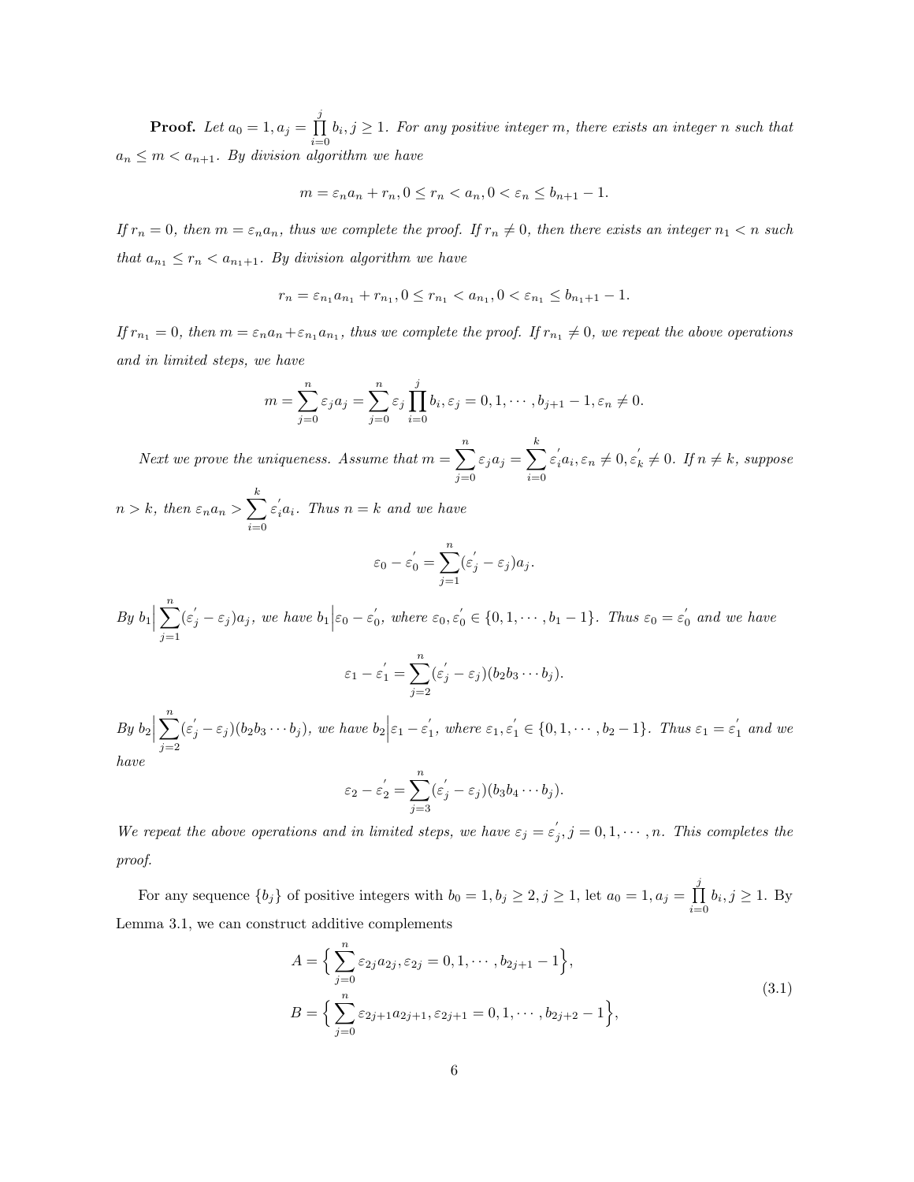**Proof.** *Let $a_0 = 1, a_j = \prod_{i=0}^{j} b_i, j \geq 1$. For any positive integer $m$, there exists an integer $n$ such that $a_n \leq m < a_{n+1}$. By division algorithm we have*

$$m = \varepsilon_n a_n + r_n, 0 \leq r_n < a_n, 0 < \varepsilon_n \leq b_{n+1} - 1.$$

*If $r_n = 0$, then $m = \varepsilon_n a_n$, thus we complete the proof. If $r_n \neq 0$, then there exists an integer $n_1 < n$ such that $a_{n_1} \leq r_n < a_{n_1+1}$. By division algorithm we have*

$$r_n = \varepsilon_{n_1} a_{n_1} + r_{n_1}, 0 \leq r_{n_1} < a_{n_1}, 0 < \varepsilon_{n_1} \leq b_{n_1+1} - 1.$$

*If $r_{n_1} = 0$, then $m = \varepsilon_n a_n + \varepsilon_{n_1} a_{n_1}$, thus we complete the proof. If $r_{n_1} \neq 0$, we repeat the above operations and in limited steps, we have*

$$m = \sum_{j=0}^{n} \varepsilon_j a_j = \sum_{j=0}^{n} \varepsilon_j \prod_{i=0}^{j} b_i, \varepsilon_j = 0, 1, \cdots, b_{j+1} - 1, \varepsilon_n \neq 0.$$

*Next we prove the uniqueness. Assume that $m = \sum_{j=0}^{n} \varepsilon_j a_j = \sum_{i=0}^{k} \varepsilon_i' a_i, \varepsilon_n \neq 0, \varepsilon_k' \neq 0$. If $n \neq k$, suppose $n > k$, then $\varepsilon_n a_n > \sum_{i=0}^{k} \varepsilon_i' a_i$. Thus $n = k$ and we have*

$$\varepsilon_0 - \varepsilon_0' = \sum_{j=1}^{n} (\varepsilon_j' - \varepsilon_j) a_j.$$

*By $b_1 \Big| \sum_{j=1}^{n} (\varepsilon_j' - \varepsilon_j) a_j$, we have $b_1 \Big| \varepsilon_0 - \varepsilon_0'$, where $\varepsilon_0, \varepsilon_0' \in \{0, 1, \cdots, b_1 - 1\}$. Thus $\varepsilon_0 = \varepsilon_0'$ and we have*

$$\varepsilon_1 - \varepsilon_1' = \sum_{j=2}^{n} (\varepsilon_j' - \varepsilon_j)(b_2 b_3 \cdots b_j).$$

*By $b_2 \Big| \sum_{j=2}^{n} (\varepsilon_j' - \varepsilon_j)(b_2 b_3 \cdots b_j)$, we have $b_2 \Big| \varepsilon_1 - \varepsilon_1'$, where $\varepsilon_1, \varepsilon_1' \in \{0, 1, \cdots, b_2 - 1\}$. Thus $\varepsilon_1 = \varepsilon_1'$ and we have*

$$\varepsilon_2 - \varepsilon_2' = \sum_{j=3}^{n} (\varepsilon_j' - \varepsilon_j)(b_3 b_4 \cdots b_j).$$

*We repeat the above operations and in limited steps, we have $\varepsilon_j = \varepsilon_j', j = 0, 1, \cdots, n$. This completes the proof.*

For any sequence $\{b_j\}$ of positive integers with $b_0 = 1, b_j \geq 2, j \geq 1$, let $a_0 = 1, a_j = \prod_{i=0}^{j} b_i, j \geq 1$. By Lemma 3.1, we can construct additive complements

$$\begin{aligned} A &= \Big\{ \sum_{j=0}^{n} \varepsilon_{2j} a_{2j}, \varepsilon_{2j} = 0, 1, \cdots, b_{2j+1} - 1 \Big\}, \\ B &= \Big\{ \sum_{j=0}^{n} \varepsilon_{2j+1} a_{2j+1}, \varepsilon_{2j+1} = 0, 1, \cdots, b_{2j+2} - 1 \Big\}, \end{aligned} \tag{3.1}$$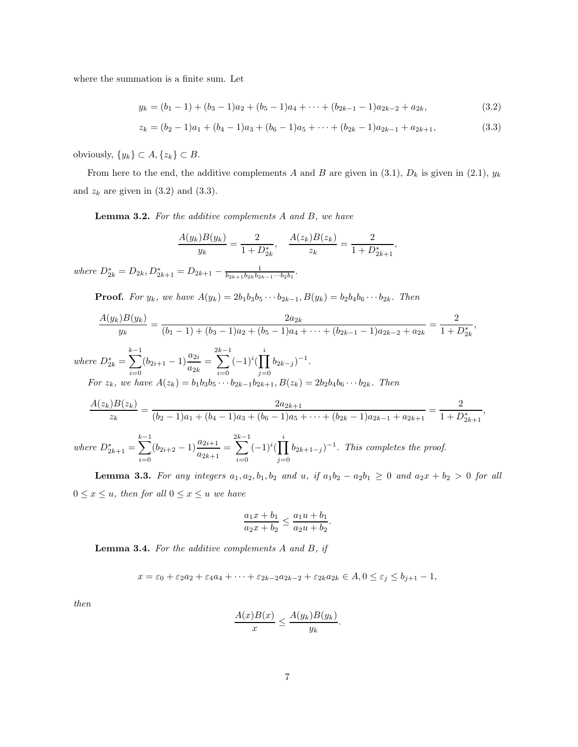where the summation is a finite sum. Let

$$y_k = (b_1 - 1) + (b_3 - 1)a_2 + (b_5 - 1)a_4 + \cdots + (b_{2k-1} - 1)a_{2k-2} + a_{2k}, \tag{3.2}$$

$$z_k = (b_2 - 1)a_1 + (b_4 - 1)a_3 + (b_6 - 1)a_5 + \cdots + (b_{2k} - 1)a_{2k-1} + a_{2k+1}, \tag{3.3}$$

obviously, $\{y_k\} \subset A, \{z_k\} \subset B$.

From here to the end, the additive complements $A$ and $B$ are given in (3.1), $D_k$ is given in (2.1), $y_k$ and $z_k$ are given in (3.2) and (3.3).

**Lemma 3.2.** *For the additive complements $A$ and $B$, we have*

$$\frac{A(y_k)B(y_k)}{y_k} = \frac{2}{1 + D^*_{2k}}, \quad \frac{A(z_k)B(z_k)}{z_k} = \frac{2}{1 + D^*_{2k+1}},$$

*where $D^*_{2k} = D_{2k}, D^*_{2k+1} = D_{2k+1} - \frac{1}{b_{2k+1}b_{2k}b_{2k-1}\cdots b_2 b_1}$.*

**Proof.** *For $y_k$, we have $A(y_k) = 2b_1b_3b_5\cdots b_{2k-1}, B(y_k) = b_2b_4b_6\cdots b_{2k}$. Then*

$$\frac{A(y_k)B(y_k)}{y_k} = \frac{2a_{2k}}{(b_1 - 1) + (b_3 - 1)a_2 + (b_5 - 1)a_4 + \cdots + (b_{2k-1} - 1)a_{2k-2} + a_{2k}} = \frac{2}{1 + D^*_{2k}},$$

*where $D^*_{2k} = \sum_{i=0}^{k-1}(b_{2i+1} - 1)\frac{a_{2i}}{a_{2k}} = \sum_{i=0}^{2k-1}(-1)^i(\prod_{j=0}^{i} b_{2k-j})^{-1}$.*

*For $z_k$, we have $A(z_k) = b_1b_3b_5\cdots b_{2k-1}b_{2k+1}, B(z_k) = 2b_2b_4b_6\cdots b_{2k}$. Then*

$$\frac{A(z_k)B(z_k)}{z_k} = \frac{2a_{2k+1}}{(b_2 - 1)a_1 + (b_4 - 1)a_3 + (b_6 - 1)a_5 + \cdots + (b_{2k} - 1)a_{2k-1} + a_{2k+1}} = \frac{2}{1 + D^*_{2k+1}},$$

*where $D^*_{2k+1} = \sum_{i=0}^{k-1}(b_{2i+2} - 1)\frac{a_{2i+1}}{a_{2k+1}} = \sum_{i=0}^{2k-1}(-1)^i(\prod_{j=0}^{i} b_{2k+1-j})^{-1}$. This completes the proof.*

**Lemma 3.3.** *For any integers $a_1, a_2, b_1, b_2$ and $u$, if $a_1b_2 - a_2b_1 \geq 0$ and $a_2x + b_2 > 0$ for all $0 \leq x \leq u$, then for all $0 \leq x \leq u$ we have*

$$\frac{a_1x + b_1}{a_2x + b_2} \leq \frac{a_1u + b_1}{a_2u + b_2}.$$

**Lemma 3.4.** *For the additive complements $A$ and $B$, if*

$$x = \varepsilon_0 + \varepsilon_2 a_2 + \varepsilon_4 a_4 + \cdots + \varepsilon_{2k-2}a_{2k-2} + \varepsilon_{2k}a_{2k} \in A, 0 \leq \varepsilon_j \leq b_{j+1} - 1,$$

*then*

$$\frac{A(x)B(x)}{x} \leq \frac{A(y_k)B(y_k)}{y_k}.$$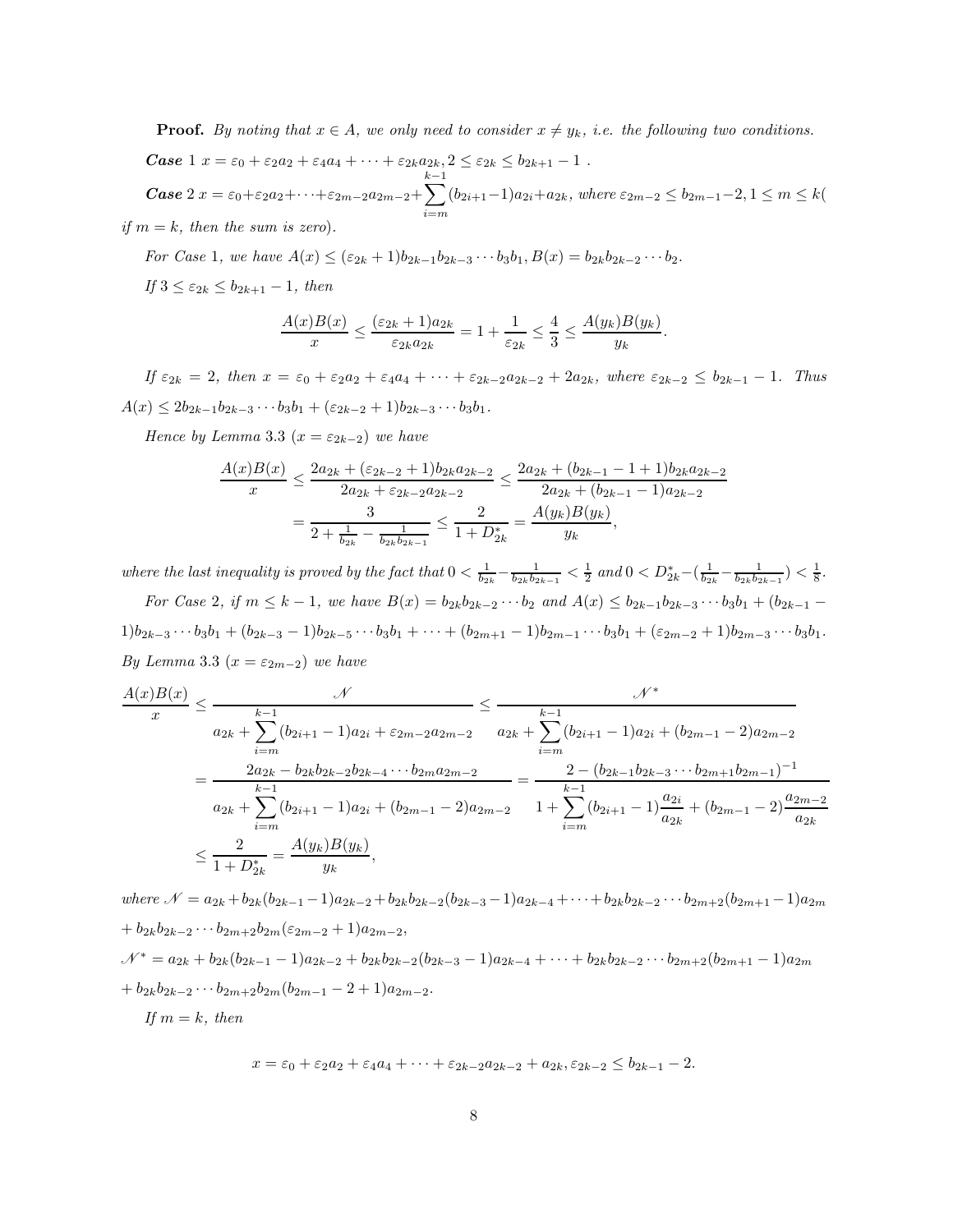**Proof.** *By noting that $x \in A$, we only need to consider $x \neq y_k$, i.e. the following two conditions.*

***Case*** 1 $x = \varepsilon_0 + \varepsilon_2 a_2 + \varepsilon_4 a_4 + \cdots + \varepsilon_{2k} a_{2k}, 2 \leq \varepsilon_{2k} \leq b_{2k+1} - 1$ .

***Case*** 2 $x = \varepsilon_0 + \varepsilon_2 a_2 + \cdots + \varepsilon_{2m-2} a_{2m-2} + \sum_{i=m}^{k-1} (b_{2i+1} - 1) a_{2i} + a_{2k}$, *where* $\varepsilon_{2m-2} \leq b_{2m-1} - 2, 1 \leq m \leq k$*( if* $m = k$*, then the sum is zero).*

*For Case* 1*, we have* $A(x) \leq (\varepsilon_{2k} + 1) b_{2k-1} b_{2k-3} \cdots b_3 b_1, B(x) = b_{2k} b_{2k-2} \cdots b_2$.

*If* $3 \leq \varepsilon_{2k} \leq b_{2k+1} - 1$*, then*

$$\frac{A(x)B(x)}{x} \leq \frac{(\varepsilon_{2k} + 1) a_{2k}}{\varepsilon_{2k} a_{2k}} = 1 + \frac{1}{\varepsilon_{2k}} \leq \frac{4}{3} \leq \frac{A(y_k)B(y_k)}{y_k}.$$

*If* $\varepsilon_{2k} = 2$*, then* $x = \varepsilon_0 + \varepsilon_2 a_2 + \varepsilon_4 a_4 + \cdots + \varepsilon_{2k-2} a_{2k-2} + 2a_{2k}$*, where* $\varepsilon_{2k-2} \leq b_{2k-1} - 1$*. Thus* $A(x) \leq 2 b_{2k-1} b_{2k-3} \cdots b_3 b_1 + (\varepsilon_{2k-2} + 1) b_{2k-3} \cdots b_3 b_1$.

*Hence by Lemma* 3.3 *(*$x = \varepsilon_{2k-2}$*) we have*

$$\begin{aligned}
\frac{A(x)B(x)}{x} &\leq \frac{2a_{2k} + (\varepsilon_{2k-2} + 1) b_{2k} a_{2k-2}}{2a_{2k} + \varepsilon_{2k-2} a_{2k-2}} \leq \frac{2a_{2k} + (b_{2k-1} - 1 + 1) b_{2k} a_{2k-2}}{2a_{2k} + (b_{2k-1} - 1) a_{2k-2}} \\
&= \frac{3}{2 + \frac{1}{b_{2k}} - \frac{1}{b_{2k} b_{2k-1}}} \leq \frac{2}{1 + D_{2k}^*} = \frac{A(y_k)B(y_k)}{y_k},
\end{aligned}$$

*where the last inequality is proved by the fact that* $0 < \frac{1}{b_{2k}} - \frac{1}{b_{2k} b_{2k-1}} < \frac{1}{2}$ *and* $0 < D_{2k}^* - (\frac{1}{b_{2k}} - \frac{1}{b_{2k} b_{2k-1}}) < \frac{1}{8}$.

*For Case* 2*, if* $m \leq k - 1$*, we have* $B(x) = b_{2k} b_{2k-2} \cdots b_2$ *and* $A(x) \leq b_{2k-1} b_{2k-3} \cdots b_3 b_1 + (b_{2k-1} - 1) b_{2k-3} \cdots b_3 b_1 + (b_{2k-3} - 1) b_{2k-5} \cdots b_3 b_1 + \cdots + (b_{2m+1} - 1) b_{2m-1} \cdots b_3 b_1 + (\varepsilon_{2m-2} + 1) b_{2m-3} \cdots b_3 b_1$. *By Lemma* 3.3 *(*$x = \varepsilon_{2m-2}$*) we have*

$$\begin{aligned}
\frac{A(x)B(x)}{x} &\leq \frac{\mathscr{N}}{a_{2k} + \sum_{i=m}^{k-1} (b_{2i+1} - 1) a_{2i} + \varepsilon_{2m-2} a_{2m-2}} \leq \frac{\mathscr{N}^*}{a_{2k} + \sum_{i=m}^{k-1} (b_{2i+1} - 1) a_{2i} + (b_{2m-1} - 2) a_{2m-2}} \\
&= \frac{2a_{2k} - b_{2k} b_{2k-2} b_{2k-4} \cdots b_{2m} a_{2m-2}}{a_{2k} + \sum_{i=m}^{k-1} (b_{2i+1} - 1) a_{2i} + (b_{2m-1} - 2) a_{2m-2}} = \frac{2 - (b_{2k-1} b_{2k-3} \cdots b_{2m+1} b_{2m-1})^{-1}}{1 + \sum_{i=m}^{k-1} (b_{2i+1} - 1) \frac{a_{2i}}{a_{2k}} + (b_{2m-1} - 2) \frac{a_{2m-2}}{a_{2k}}} \\
&\leq \frac{2}{1 + D_{2k}^*} = \frac{A(y_k)B(y_k)}{y_k},
\end{aligned}$$

*where* $\mathscr{N} = a_{2k} + b_{2k}(b_{2k-1} - 1) a_{2k-2} + b_{2k} b_{2k-2}(b_{2k-3} - 1) a_{2k-4} + \cdots + b_{2k} b_{2k-2} \cdots b_{2m+2}(b_{2m+1} - 1) a_{2m}$ $+ b_{2k} b_{2k-2} \cdots b_{2m+2} b_{2m}(\varepsilon_{2m-2} + 1) a_{2m-2}$,

$\mathscr{N}^* = a_{2k} + b_{2k}(b_{2k-1} - 1) a_{2k-2} + b_{2k} b_{2k-2}(b_{2k-3} - 1) a_{2k-4} + \cdots + b_{2k} b_{2k-2} \cdots b_{2m+2}(b_{2m+1} - 1) a_{2m}$ $+ b_{2k} b_{2k-2} \cdots b_{2m+2} b_{2m}(b_{2m-1} - 2 + 1) a_{2m-2}$.

*If* $m = k$*, then*

$$x = \varepsilon_0 + \varepsilon_2 a_2 + \varepsilon_4 a_4 + \cdots + \varepsilon_{2k-2} a_{2k-2} + a_{2k}, \varepsilon_{2k-2} \leq b_{2k-1} - 2.$$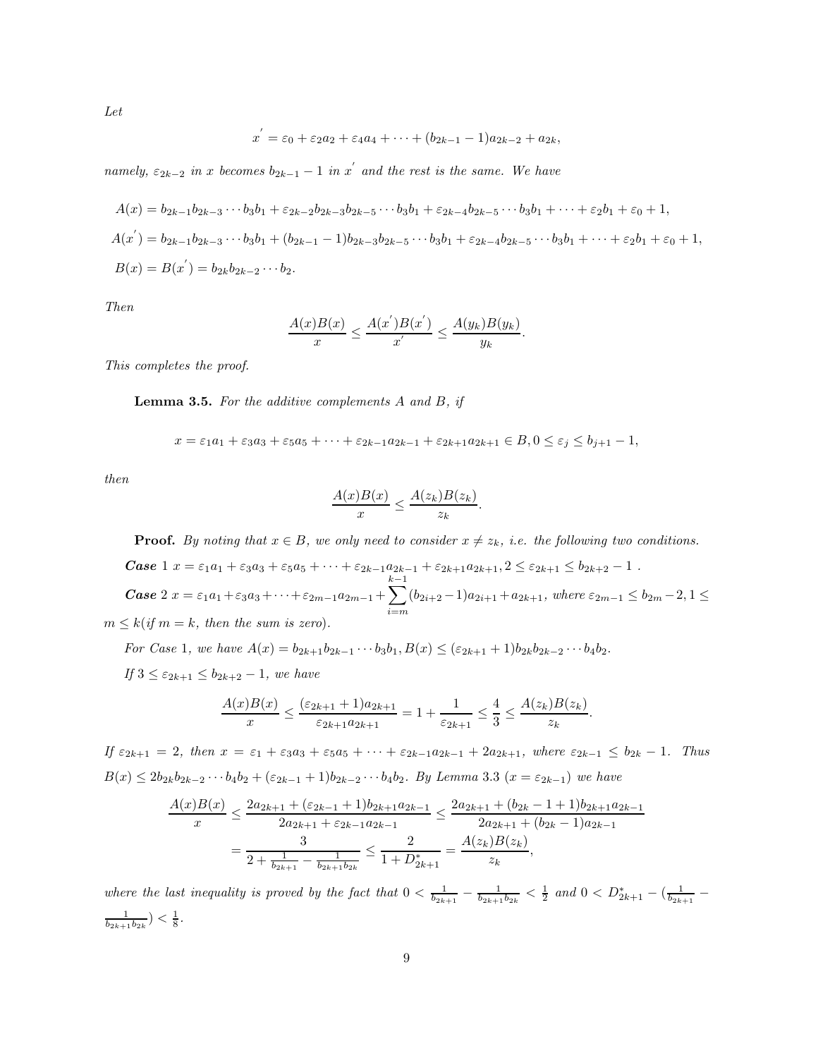*Let*

$$x^{'} = \varepsilon_0 + \varepsilon_2 a_2 + \varepsilon_4 a_4 + \cdots + (b_{2k-1} - 1)a_{2k-2} + a_{2k},$$

*namely,* $\varepsilon_{2k-2}$ *in* $x$ *becomes* $b_{2k-1} - 1$ *in* $x^{'}$ *and the rest is the same. We have*

$$A(x) = b_{2k-1}b_{2k-3}\cdots b_3 b_1 + \varepsilon_{2k-2}b_{2k-3}b_{2k-5}\cdots b_3 b_1 + \varepsilon_{2k-4}b_{2k-5}\cdots b_3 b_1 + \cdots + \varepsilon_2 b_1 + \varepsilon_0 + 1,$$

$$A(x^{'}) = b_{2k-1}b_{2k-3}\cdots b_3 b_1 + (b_{2k-1}-1)b_{2k-3}b_{2k-5}\cdots b_3 b_1 + \varepsilon_{2k-4}b_{2k-5}\cdots b_3 b_1 + \cdots + \varepsilon_2 b_1 + \varepsilon_0 + 1,$$

$$B(x) = B(x^{'}) = b_{2k}b_{2k-2}\cdots b_2.$$

*Then*

$$\frac{A(x)B(x)}{x} \leq \frac{A(x^{'})B(x^{'})}{x^{'}} \leq \frac{A(y_k)B(y_k)}{y_k}.$$

*This completes the proof.*

**Lemma 3.5.** *For the additive complements* $A$ *and* $B$*, if*

$$x = \varepsilon_1 a_1 + \varepsilon_3 a_3 + \varepsilon_5 a_5 + \cdots + \varepsilon_{2k-1}a_{2k-1} + \varepsilon_{2k+1}a_{2k+1} \in B, 0 \leq \varepsilon_j \leq b_{j+1} - 1,$$

*then*

$$\frac{A(x)B(x)}{x} \leq \frac{A(z_k)B(z_k)}{z_k}.$$

**Proof.** *By noting that* $x \in B$*, we only need to consider* $x \neq z_k$*, i.e. the following two conditions.*

***Case*** 1 $x = \varepsilon_1 a_1 + \varepsilon_3 a_3 + \varepsilon_5 a_5 + \cdots + \varepsilon_{2k-1}a_{2k-1} + \varepsilon_{2k+1}a_{2k+1}, 2 \leq \varepsilon_{2k+1} \leq b_{2k+2} - 1$ .

***Case*** 2 $x = \varepsilon_1 a_1 + \varepsilon_3 a_3 + \cdots + \varepsilon_{2m-1}a_{2m-1} + \sum_{i=m}^{k-1}(b_{2i+2}-1)a_{2i+1} + a_{2k+1}$*, where* $\varepsilon_{2m-1} \leq b_{2m} - 2, 1 \leq m \leq k$*(if* $m = k$*, then the sum is zero).*

*For Case* 1*, we have* $A(x) = b_{2k+1}b_{2k-1}\cdots b_3 b_1, B(x) \leq (\varepsilon_{2k+1}+1)b_{2k}b_{2k-2}\cdots b_4 b_2$.

*If* $3 \leq \varepsilon_{2k+1} \leq b_{2k+2} - 1$*, we have*

$$\frac{A(x)B(x)}{x} \leq \frac{(\varepsilon_{2k+1}+1)a_{2k+1}}{\varepsilon_{2k+1}a_{2k+1}} = 1 + \frac{1}{\varepsilon_{2k+1}} \leq \frac{4}{3} \leq \frac{A(z_k)B(z_k)}{z_k}.$$

*If* $\varepsilon_{2k+1} = 2$*, then* $x = \varepsilon_1 + \varepsilon_3 a_3 + \varepsilon_5 a_5 + \cdots + \varepsilon_{2k-1}a_{2k-1} + 2a_{2k+1}$*, where* $\varepsilon_{2k-1} \leq b_{2k} - 1$*. Thus* $B(x) \leq 2b_{2k}b_{2k-2}\cdots b_4 b_2 + (\varepsilon_{2k-1}+1)b_{2k-2}\cdots b_4 b_2$*. By Lemma 3.3 (*$x = \varepsilon_{2k-1}$*) we have*

$$\begin{aligned}\frac{A(x)B(x)}{x} &\leq \frac{2a_{2k+1} + (\varepsilon_{2k-1}+1)b_{2k+1}a_{2k-1}}{2a_{2k+1} + \varepsilon_{2k-1}a_{2k-1}} \leq \frac{2a_{2k+1} + (b_{2k}-1+1)b_{2k+1}a_{2k-1}}{2a_{2k+1} + (b_{2k}-1)a_{2k-1}} \\ &= \frac{3}{2 + \frac{1}{b_{2k+1}} - \frac{1}{b_{2k+1}b_{2k}}} \leq \frac{2}{1 + D^*_{2k+1}} = \frac{A(z_k)B(z_k)}{z_k},\end{aligned}$$

*where the last inequality is proved by the fact that* $0 < \frac{1}{b_{2k+1}} - \frac{1}{b_{2k+1}b_{2k}} < \frac{1}{2}$ *and* $0 < D^*_{2k+1} - (\frac{1}{b_{2k+1}} - \frac{1}{b_{2k+1}b_{2k}}) < \frac{1}{8}$.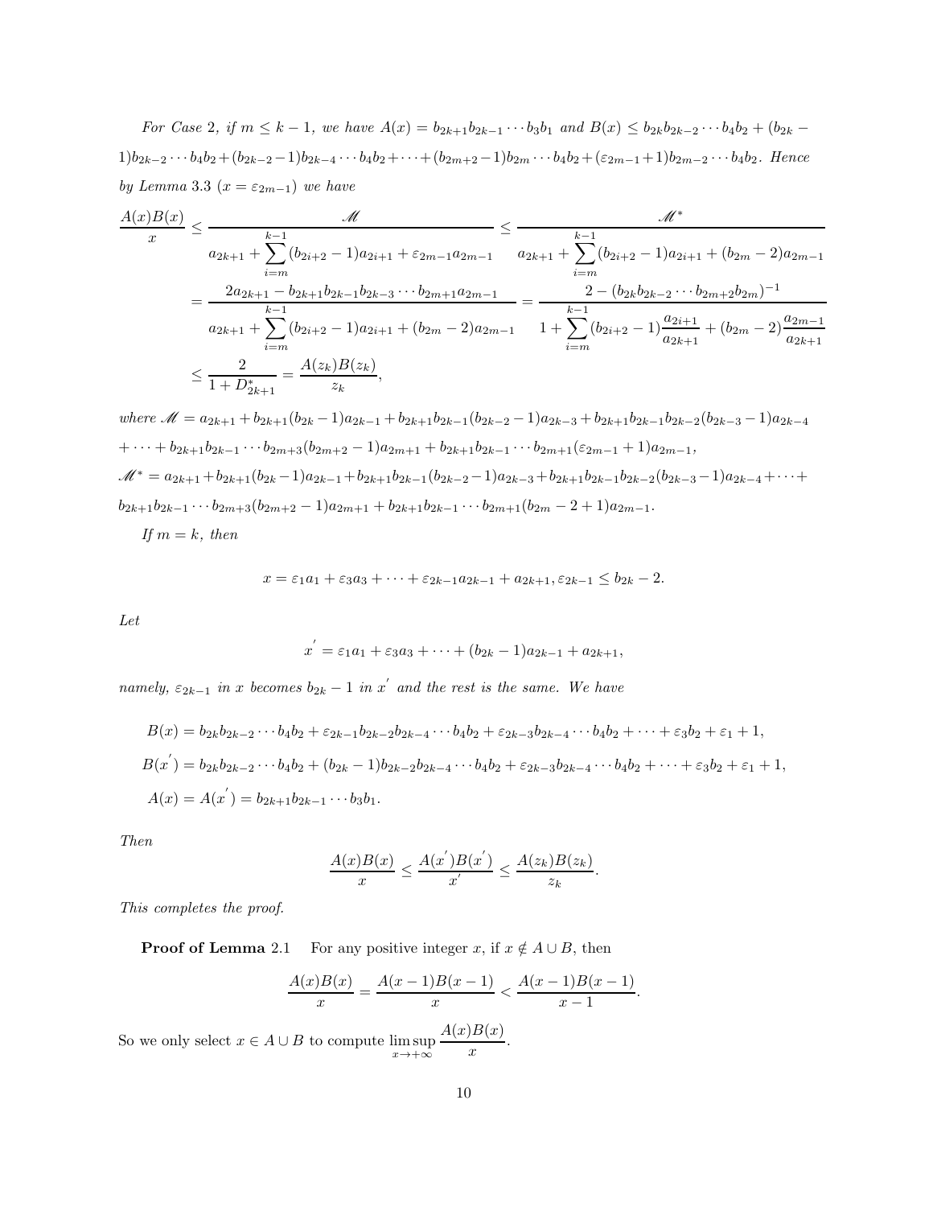*For Case* 2*, if $m \le k-1$, we have $A(x) = b_{2k+1}b_{2k-1}\cdots b_3 b_1$ and $B(x) \le b_{2k}b_{2k-2}\cdots b_4 b_2 + (b_{2k}-1)b_{2k-2}\cdots b_4 b_2 + (b_{2k-2}-1)b_{2k-4}\cdots b_4 b_2 + \cdots + (b_{2m+2}-1)b_{2m}\cdots b_4 b_2 + (\varepsilon_{2m-1}+1)b_{2m-2}\cdots b_4 b_2$. Hence by Lemma* 3.3 *($x = \varepsilon_{2m-1}$) we have*

$$
\begin{aligned}
\frac{A(x)B(x)}{x} &\le \frac{\mathscr{M}}{a_{2k+1} + \sum_{i=m}^{k-1}(b_{2i+2}-1)a_{2i+1} + \varepsilon_{2m-1}a_{2m-1}} \le \frac{\mathscr{M}^*}{a_{2k+1} + \sum_{i=m}^{k-1}(b_{2i+2}-1)a_{2i+1} + (b_{2m}-2)a_{2m-1}} \\
&= \frac{2a_{2k+1} - b_{2k+1}b_{2k-1}b_{2k-3}\cdots b_{2m+1}a_{2m-1}}{a_{2k+1} + \sum_{i=m}^{k-1}(b_{2i+2}-1)a_{2i+1} + (b_{2m}-2)a_{2m-1}} = \frac{2 - (b_{2k}b_{2k-2}\cdots b_{2m+2}b_{2m})^{-1}}{1 + \sum_{i=m}^{k-1}(b_{2i+2}-1)\frac{a_{2i+1}}{a_{2k+1}} + (b_{2m}-2)\frac{a_{2m-1}}{a_{2k+1}}} \\
&\le \frac{2}{1 + D^*_{2k+1}} = \frac{A(z_k)B(z_k)}{z_k},
\end{aligned}
$$

*where* $\mathscr{M} = a_{2k+1} + b_{2k+1}(b_{2k}-1)a_{2k-1} + b_{2k+1}b_{2k-1}(b_{2k-2}-1)a_{2k-3} + b_{2k+1}b_{2k-1}b_{2k-2}(b_{2k-3}-1)a_{2k-4} + \cdots + b_{2k+1}b_{2k-1}\cdots b_{2m+3}(b_{2m+2}-1)a_{2m+1} + b_{2k+1}b_{2k-1}\cdots b_{2m+1}(\varepsilon_{2m-1}+1)a_{2m-1}$,

$\mathscr{M}^* = a_{2k+1} + b_{2k+1}(b_{2k}-1)a_{2k-1} + b_{2k+1}b_{2k-1}(b_{2k-2}-1)a_{2k-3} + b_{2k+1}b_{2k-1}b_{2k-2}(b_{2k-3}-1)a_{2k-4} + \cdots + b_{2k+1}b_{2k-1}\cdots b_{2m+3}(b_{2m+2}-1)a_{2m+1} + b_{2k+1}b_{2k-1}\cdots b_{2m+1}(b_{2m}-2+1)a_{2m-1}$.

*If $m = k$, then*

$$
x = \varepsilon_1 a_1 + \varepsilon_3 a_3 + \cdots + \varepsilon_{2k-1}a_{2k-1} + a_{2k+1}, \varepsilon_{2k-1} \le b_{2k}-2.
$$

*Let*

$$
x' = \varepsilon_1 a_1 + \varepsilon_3 a_3 + \cdots + (b_{2k}-1)a_{2k-1} + a_{2k+1},
$$

*namely, $\varepsilon_{2k-1}$ in $x$ becomes $b_{2k}-1$ in $x'$ and the rest is the same. We have*

$$
\begin{aligned}
B(x) &= b_{2k}b_{2k-2}\cdots b_4 b_2 + \varepsilon_{2k-1}b_{2k-2}b_{2k-4}\cdots b_4 b_2 + \varepsilon_{2k-3}b_{2k-4}\cdots b_4 b_2 + \cdots + \varepsilon_3 b_2 + \varepsilon_1 + 1, \\
B(x') &= b_{2k}b_{2k-2}\cdots b_4 b_2 + (b_{2k}-1)b_{2k-2}b_{2k-4}\cdots b_4 b_2 + \varepsilon_{2k-3}b_{2k-4}\cdots b_4 b_2 + \cdots + \varepsilon_3 b_2 + \varepsilon_1 + 1, \\
A(x) &= A(x') = b_{2k+1}b_{2k-1}\cdots b_3 b_1.
\end{aligned}
$$

*Then*

$$
\frac{A(x)B(x)}{x} \le \frac{A(x')B(x')}{x'} \le \frac{A(z_k)B(z_k)}{z_k}.
$$

*This completes the proof.*

**Proof of Lemma** 2.1 For any positive integer $x$, if $x \notin A \cup B$, then

$$
\frac{A(x)B(x)}{x} = \frac{A(x-1)B(x-1)}{x} < \frac{A(x-1)B(x-1)}{x-1}.
$$

So we only select $x \in A \cup B$ to compute $\limsup_{x \to +\infty} \frac{A(x)B(x)}{x}$.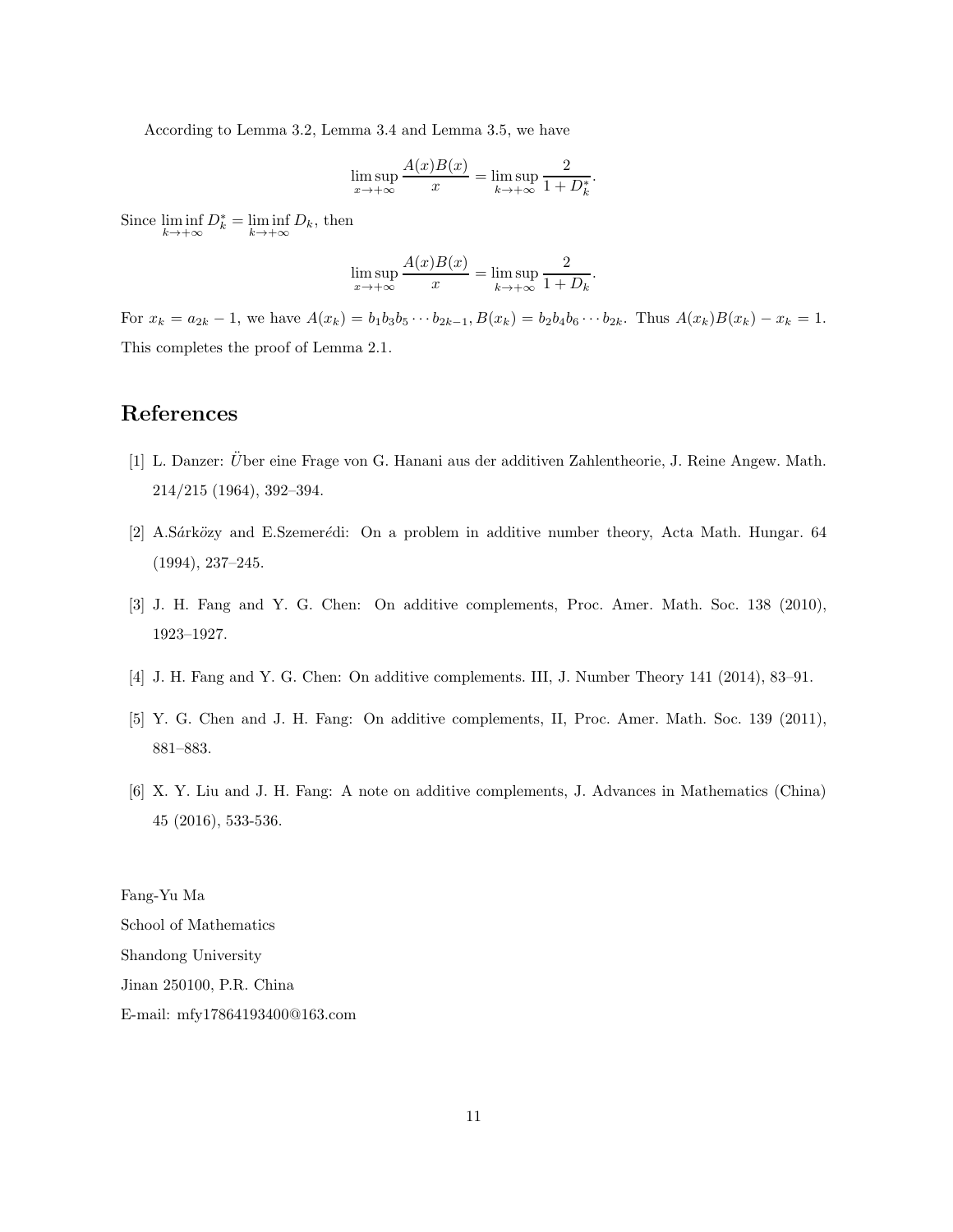According to Lemma 3.2, Lemma 3.4 and Lemma 3.5, we have

$$\limsup_{x\to+\infty}\frac{A(x)B(x)}{x}=\limsup_{k\to+\infty}\frac{2}{1+D_k^*}.$$

Since $\liminf\limits_{k\to+\infty} D_k^*=\liminf\limits_{k\to+\infty} D_k$, then

$$\limsup_{x\to+\infty}\frac{A(x)B(x)}{x}=\limsup_{k\to+\infty}\frac{2}{1+D_k}.$$

For $x_k=a_{2k}-1$, we have $A(x_k)=b_1b_3b_5\cdots b_{2k-1}, B(x_k)=b_2b_4b_6\cdots b_{2k}$. Thus $A(x_k)B(x_k)-x_k=1$. This completes the proof of Lemma 2.1.

## References

[1] L. Danzer: Über eine Frage von G. Hanani aus der additiven Zahlentheorie, J. Reine Angew. Math. 214/215 (1964), 392–394.

[2] A.Sárközy and E.Szemerédi: On a problem in additive number theory, Acta Math. Hungar. 64 (1994), 237–245.

[3] J. H. Fang and Y. G. Chen: On additive complements, Proc. Amer. Math. Soc. 138 (2010), 1923–1927.

[4] J. H. Fang and Y. G. Chen: On additive complements. III, J. Number Theory 141 (2014), 83–91.

[5] Y. G. Chen and J. H. Fang: On additive complements, II, Proc. Amer. Math. Soc. 139 (2011), 881–883.

[6] X. Y. Liu and J. H. Fang: A note on additive complements, J. Advances in Mathematics (China) 45 (2016), 533-536.

Fang-Yu Ma

School of Mathematics

Shandong University

Jinan 250100, P.R. China

E-mail: mfy17864193400@163.com